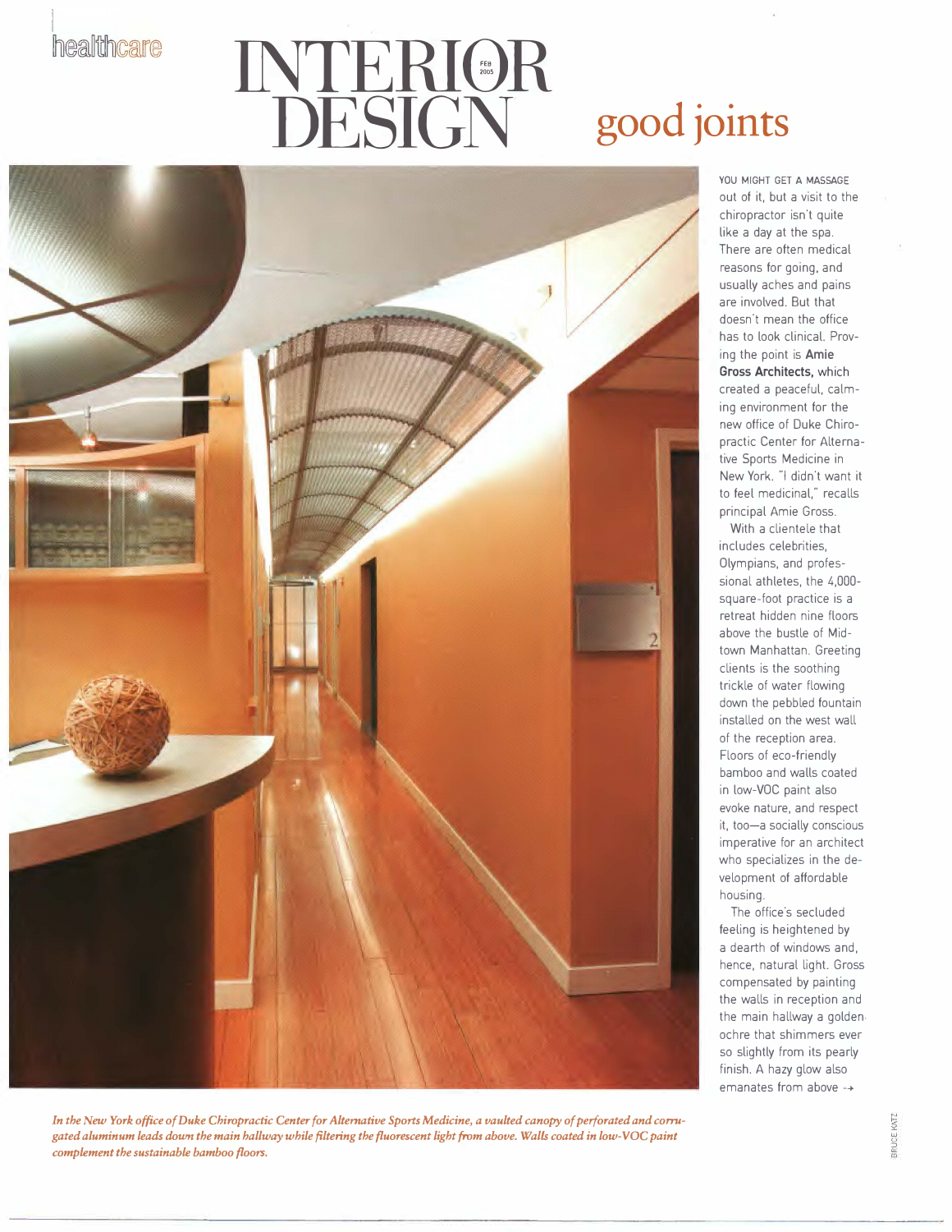healthcare

# good joints

YOU MIGHT GET A MASSAGE out of it, but a visit to the chiropractor isn't quite like a day at the spa. There are often medical reasons for going, and usually aches and pains are involved. But that doesn't mean the office has to look clinical. Proving the point is **Amie Gross Architects,** which created a peaceful, calming environment for the new office of Duke Chiropractic Center for Alternative Sports Medicine in New York. "I didn't want it to feel medicinal," recalls principal Amie Gross.

With a clientele that includes celebrities, Olympians, and professional athletes, the 4,000-square-foot practice is a retreat hidden nine floors above the bustle of Midtown Manhattan. Greeting clients is the soothing trickle of water flowing down the pebbled fountain installed on the west wall of the reception area. Floors of eco-friendly bamboo and walls coated in low-VOC paint also evoke nature, and respect it, too—a socially conscious imperative for an architect who specializes in the development of affordable housing.

The office's secluded feeling is heightened by a dearth of windows and, hence, natural light. Gross compensated by painting the walls in reception and the main hallway a golden ochre that shimmers ever so slightly from its pearly finish. A hazy glow also emanates from above →

*In the New York office of Duke Chiropractic Center for Alternative Sports Medicine, a vaulted canopy of perforated and corrugated aluminum leads down the main hallway while filtering the fluorescent light from above. Walls coated in low-VOC paint complement the sustainable bamboo floors.*

BRUCE KATZ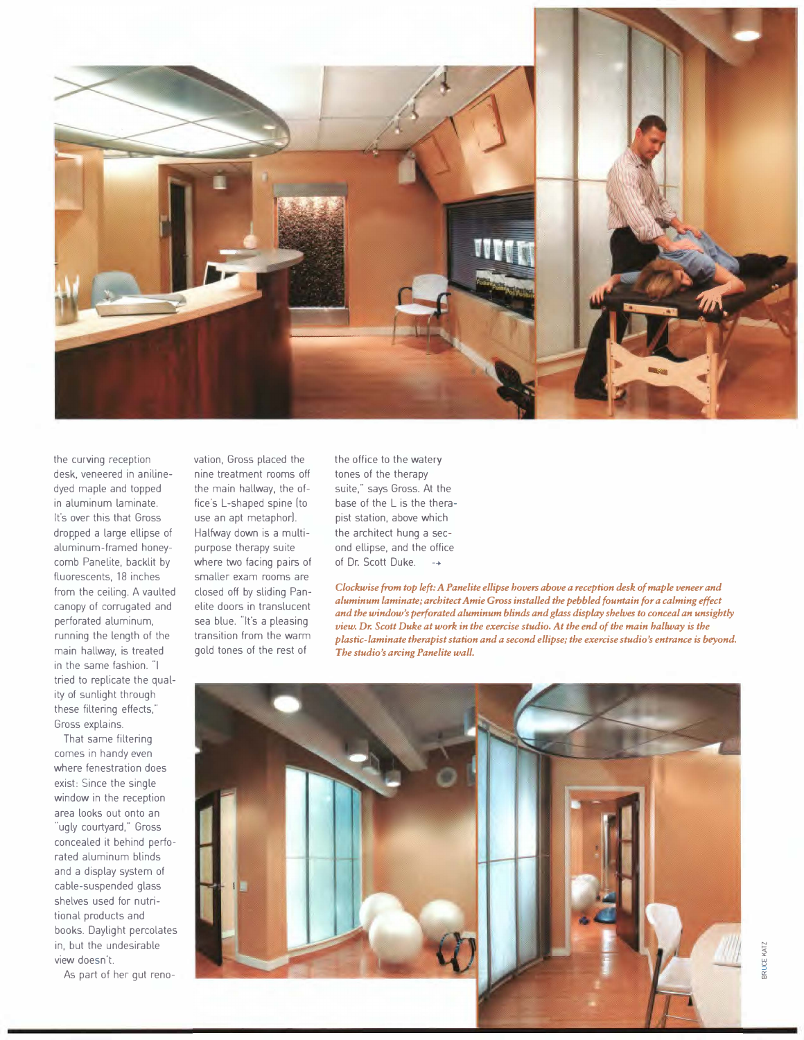the curving reception desk, veneered in aniline-dyed maple and topped in aluminum laminate. It's over this that Gross dropped a large ellipse of aluminum-framed honeycomb Panelite, backlit by fluorescents, 18 inches from the ceiling. A vaulted canopy of corrugated and perforated aluminum, running the length of the main hallway, is treated in the same fashion. "I tried to replicate the quality of sunlight through these filtering effects," Gross explains.

That same filtering comes in handy even where fenestration does exist: Since the single window in the reception area looks out onto an "ugly courtyard," Gross concealed it behind perforated aluminum blinds and a display system of cable-suspended glass shelves used for nutritional products and books. Daylight percolates in, but the undesirable view doesn't.

As part of her gut renovation, Gross placed the nine treatment rooms off the main hallway, the office's L-shaped spine (to use an apt metaphor). Halfway down is a multipurpose therapy suite where two facing pairs of smaller exam rooms are closed off by sliding Panelite doors in translucent sea blue. "It's a pleasing transition from the warm gold tones of the rest of the office to the watery tones of the therapy suite," says Gross. At the base of the L is the therapist station, above which the architect hung a second ellipse, and the office of Dr. Scott Duke. →

*Clockwise from top left: A Panelite ellipse hovers above a reception desk of maple veneer and aluminum laminate; architect Amie Gross installed the pebbled fountain for a calming effect and the window's perforated aluminum blinds and glass display shelves to conceal an unsightly view. Dr. Scott Duke at work in the exercise studio. At the end of the main hallway is the plastic-laminate therapist station and a second ellipse; the exercise studio's entrance is beyond. The studio's arcing Panelite wall.*

BRUCE KATZ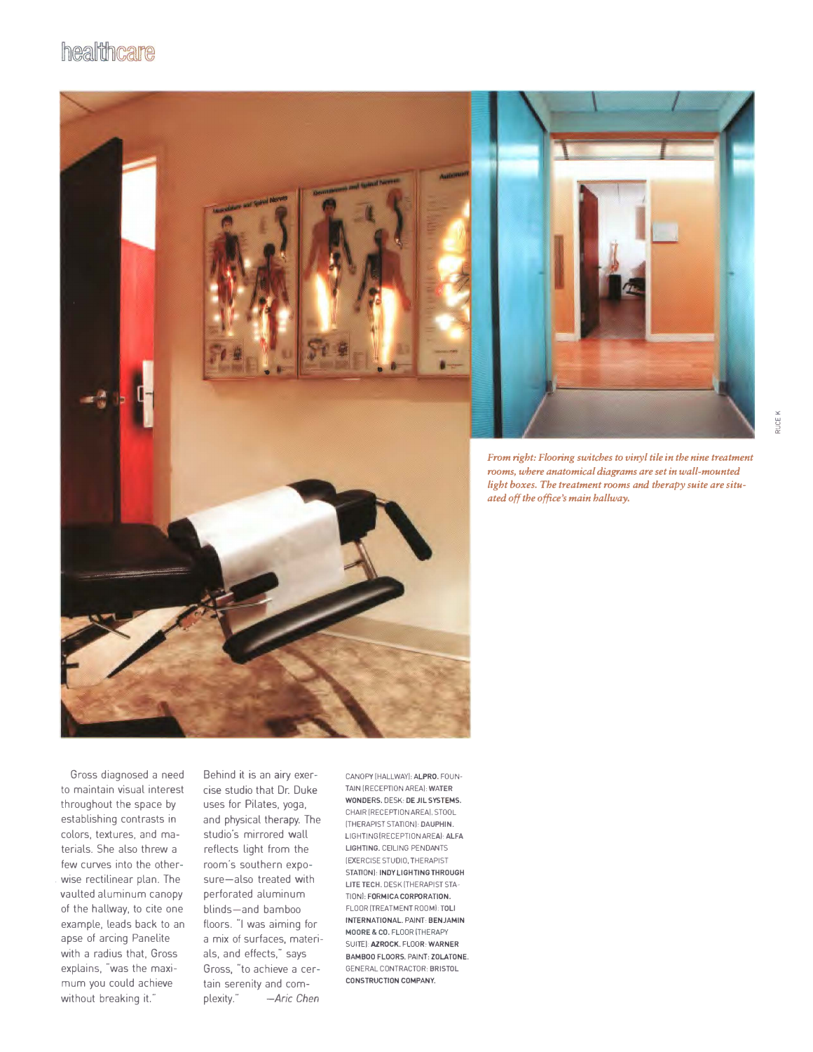*From right: Flooring switches to vinyl tile in the nine treatment rooms, where anatomical diagrams are set in wall-mounted light boxes. The treatment rooms and therapy suite are situated off the office's main hallway.*

Gross diagnosed a need to maintain visual interest throughout the space by establishing contrasts in colors, textures, and materials. She also threw a few curves into the otherwise rectilinear plan. The vaulted aluminum canopy of the hallway, to cite one example, leads back to an apse of arcing Panelite with a radius that, Gross explains, "was the maximum you could achieve without breaking it."

Behind it is an airy exercise studio that Dr. Duke uses for Pilates, yoga, and physical therapy. The studio's mirrored wall reflects light from the room's southern exposure—also treated with perforated aluminum blinds—and bamboo floors. "I was aiming for a mix of surfaces, materials, and effects," says Gross, "to achieve a certain serenity and complexity." —*Aric Chen*

CANOPY (HALLWAY): **ALPRO.** FOUNTAIN (RECEPTION AREA): **WATER WONDERS.** DESK: **DE JIL SYSTEMS.** CHAIR (RECEPTION AREA), STOOL (THERAPIST STATION): **DAUPHIN.** LIGHTING (RECEPTION AREA): **ALFA LIGHTING.** CEILING PENDANTS (EXERCISE STUDIO, THERAPIST STATION): **INDY LIGHTING THROUGH LITE TECH.** DESK (THERAPIST STATION): **FORMICA CORPORATION.** FLOOR (TREATMENT ROOM): **TOLI INTERNATIONAL.** PAINT: **BENJAMIN MOORE & CO.** FLOOR (THERAPY SUITE): **AZROCK.** FLOOR: **WARNER BAMBOO FLOORS.** PAINT: **ZOLATONE.** GENERAL CONTRACTOR: **BRISTOL CONSTRUCTION COMPANY.**